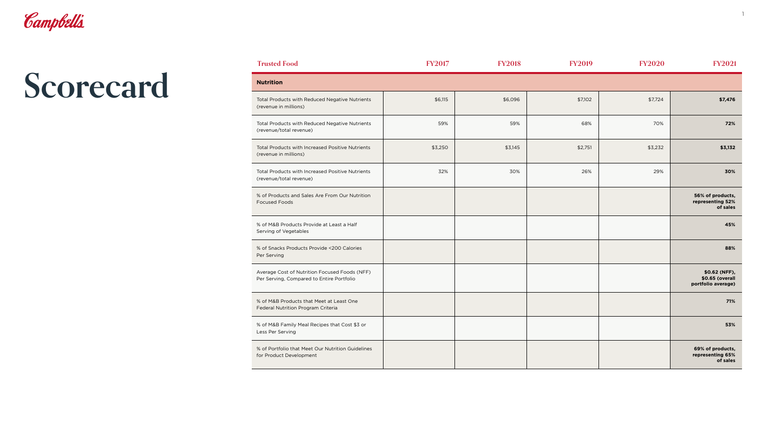# Scorecard

| Trusted Food | FY2017 | FY2018 | FY2019 | FY2020 | FY2021 |
|---|---|---|---|---|---|
| **Nutrition** | | | | | |
| Total Products with Reduced Negative Nutrients (revenue in millions) | $6,115 | $6,096 | $7,102 | $7,724 | **$7,476** |
| Total Products with Reduced Negative Nutrients (revenue/total revenue) | 59% | 59% | 68% | 70% | **72%** |
| Total Products with Increased Positive Nutrients (revenue in millions) | $3,250 | $3,145 | $2,751 | $3,232 | **$3,132** |
| Total Products with Increased Positive Nutrients (revenue/total revenue) | 32% | 30% | 26% | 29% | **30%** |
| % of Products and Sales Are From Our Nutrition Focused Foods | | | | | **56% of products, representing 52% of sales** |
| % of M&B Products Provide at Least a Half Serving of Vegetables | | | | | **45%** |
| % of Snacks Products Provide <200 Calories Per Serving | | | | | **88%** |
| Average Cost of Nutrition Focused Foods (NFF) Per Serving, Compared to Entire Portfolio | | | | | **$0.62 (NFF), $0.65 (overall portfolio average)** |
| % of M&B Products that Meet at Least One Federal Nutrition Program Criteria | | | | | **71%** |
| % of M&B Family Meal Recipes that Cost $3 or Less Per Serving | | | | | **53%** |
| % of Portfolio that Meet Our Nutrition Guidelines for Product Development | | | | | **69% of products, representing 65% of sales** |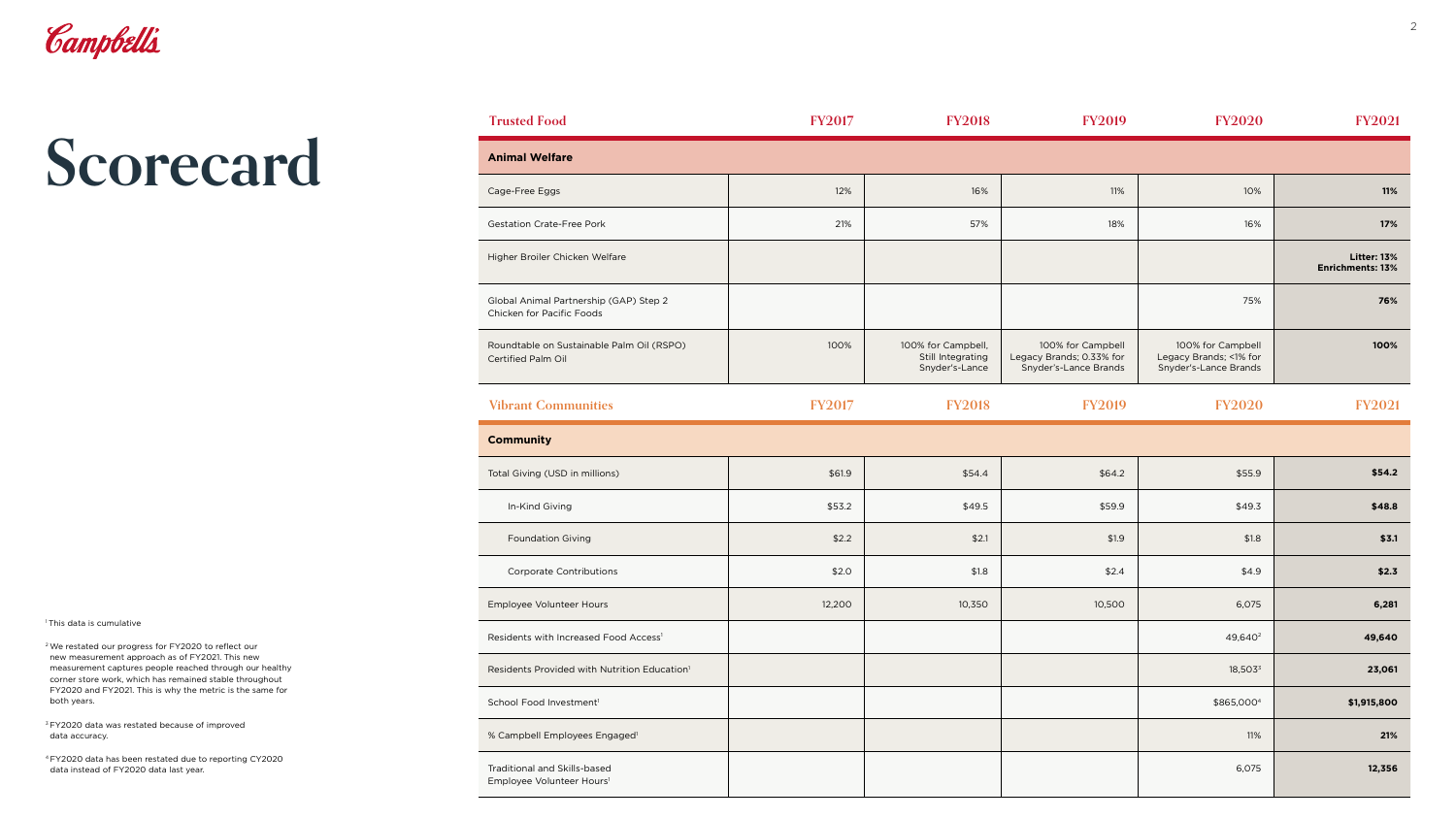# Scorecard

| Trusted Food | FY2017 | FY2018 | FY2019 | FY2020 | FY2021 |
|---|---|---|---|---|---|
| **Animal Welfare** | | | | | |
| Cage-Free Eggs | 12% | 16% | 11% | 10% | **11%** |
| Gestation Crate-Free Pork | 21% | 57% | 18% | 16% | **17%** |
| Higher Broiler Chicken Welfare | | | | | **Litter: 13% Enrichments: 13%** |
| Global Animal Partnership (GAP) Step 2 Chicken for Pacific Foods | | | | 75% | **76%** |
| Roundtable on Sustainable Palm Oil (RSPO) Certified Palm Oil | 100% | 100% for Campbell, Still Integrating Snyder's-Lance | 100% for Campbell Legacy Brands; 0.33% for Snyder's-Lance Brands | 100% for Campbell Legacy Brands; <1% for Snyder's-Lance Brands | **100%** |

| Vibrant Communities | FY2017 | FY2018 | FY2019 | FY2020 | FY2021 |
|---|---|---|---|---|---|
| **Community** | | | | | |
| Total Giving (USD in millions) | $61.9 | $54.4 | $64.2 | $55.9 | **$54.2** |
| In-Kind Giving | $53.2 | $49.5 | $59.9 | $49.3 | **$48.8** |
| Foundation Giving | $2.2 | $2.1 | $1.9 | $1.8 | **$3.1** |
| Corporate Contributions | $2.0 | $1.8 | $2.4 | $4.9 | **$2.3** |
| Employee Volunteer Hours | 12,200 | 10,350 | 10,500 | 6,075 | **6,281** |
| Residents with Increased Food Access[1] | | | | 49,640[2] | **49,640** |
| Residents Provided with Nutrition Education[1] | | | | 18,503[3] | **23,061** |
| School Food Investment[1] | | | | $865,000[4] | **$1,915,800** |
| % Campbell Employees Engaged[1] | | | | 11% | **21%** |
| Traditional and Skills-based Employee Volunteer Hours[1] | | | | 6,075 | **12,356** |

[1] This data is cumulative

[2] We restated our progress for FY2020 to reflect our new measurement approach as of FY2021. This new measurement captures people reached through our healthy corner store work, which has remained stable throughout FY2020 and FY2021. This is why the metric is the same for both years.

[3] FY2020 data was restated because of improved data accuracy.

[4] FY2020 data has been restated due to reporting CY2020 data instead of FY2020 data last year.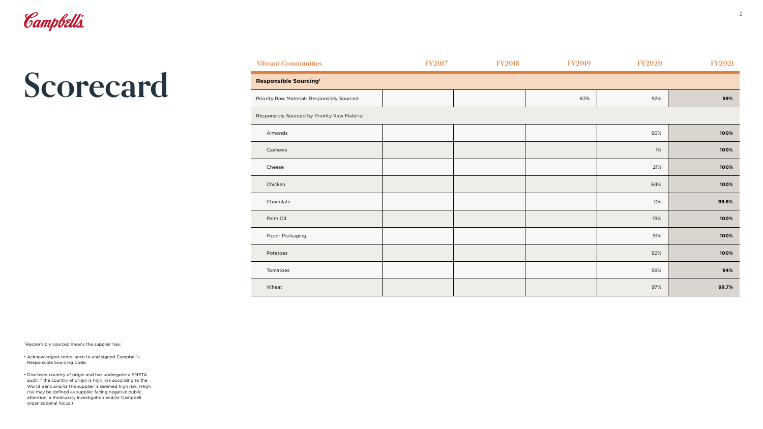# Scorecard

| Vibrant Communities | FY2017 | FY2018 | FY2019 | FY2020 | FY2021 |
|---|---|---|---|---|---|
| **Responsible Sourcing[1]** | | | | | |
| Priority Raw Materials Responsibly Sourced | | | 83% | 92% | **99%** |
| Responsibly Sourced by Priority Raw Material | | | | | |
| Almonds | | | | 86% | **100%** |
| Cashews | | | | 1% | **100%** |
| Cheese | | | | 21% | **100%** |
| Chicken | | | | 64% | **100%** |
| Chocolate | | | | 0% | **99.8%** |
| Palm Oil | | | | 19% | **100%** |
| Paper Packaging | | | | 91% | **100%** |
| Potatoes | | | | 92% | **100%** |
| Tomatoes | | | | 98% | **94%** |
| Wheat | | | | 97% | **99.7%** |

[1] Responsibly sourced means the supplier has:

- Acknowledged compliance to and signed Campbell's Responsible Sourcing Code.
- Disclosed country of origin and has undergone a SMETA audit if the country of origin is high risk according to the World Bank and/or the supplier is deemed high risk. (High risk may be defined as supplier facing negative public attention, a third-party investigation and/or Campbell organizational focus.)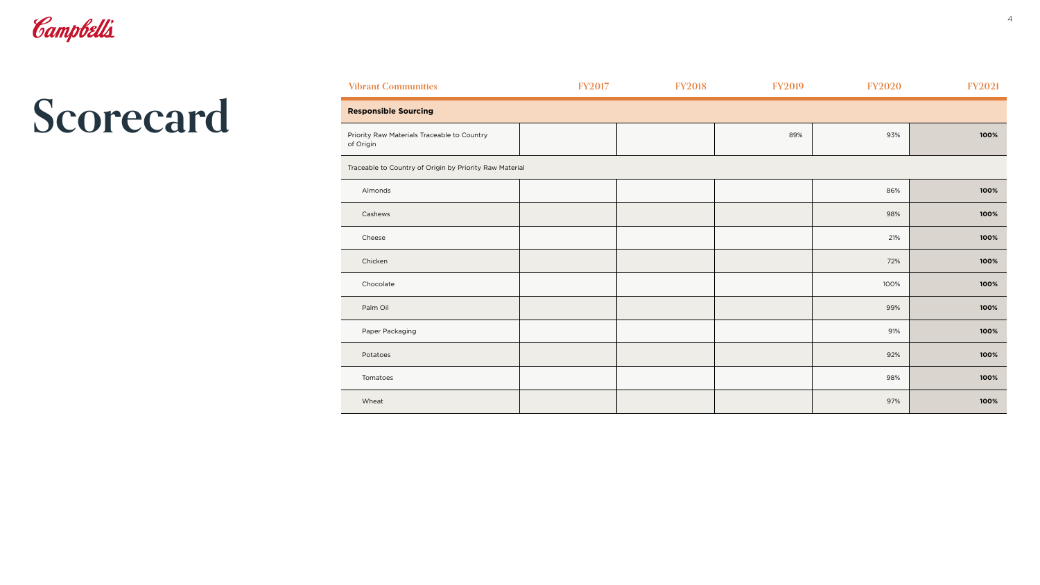# Scorecard

| Vibrant Communities | FY2017 | FY2018 | FY2019 | FY2020 | FY2021 |
|---|---|---|---|---|---|
| **Responsible Sourcing** | | | | | |
| Priority Raw Materials Traceable to Country of Origin | | | 89% | 93% | **100%** |
| Traceable to Country of Origin by Priority Raw Material | | | | | |
| Almonds | | | | 86% | **100%** |
| Cashews | | | | 98% | **100%** |
| Cheese | | | | 21% | **100%** |
| Chicken | | | | 72% | **100%** |
| Chocolate | | | | 100% | **100%** |
| Palm Oil | | | | 99% | **100%** |
| Paper Packaging | | | | 91% | **100%** |
| Potatoes | | | | 92% | **100%** |
| Tomatoes | | | | 98% | **100%** |
| Wheat | | | | 97% | **100%** |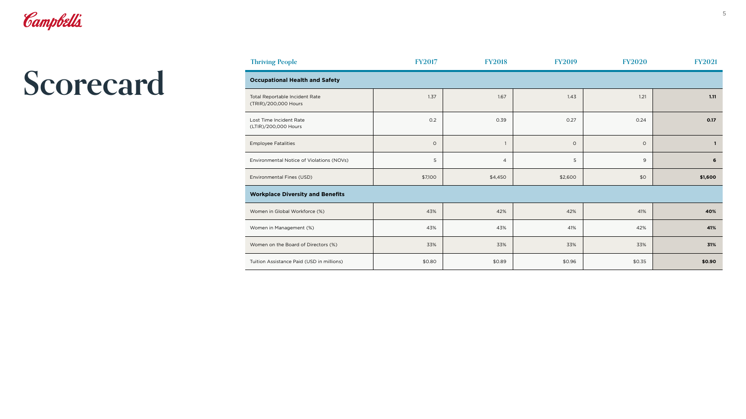# Scorecard

| Thriving People | FY2017 | FY2018 | FY2019 | FY2020 | FY2021 |
|---|---|---|---|---|---|
| **Occupational Health and Safety** | | | | | |
| Total Reportable Incident Rate (TRIR)/200,000 Hours | 1.37 | 1.67 | 1.43 | 1.21 | **1.11** |
| Lost Time Incident Rate (LTIR)/200,000 Hours | 0.2 | 0.39 | 0.27 | 0.24 | **0.17** |
| Employee Fatalities | 0 | 1 | 0 | 0 | **1** |
| Environmental Notice of Violations (NOVs) | 5 | 4 | 5 | 9 | **6** |
| Environmental Fines (USD) | $7,100 | $4,450 | $2,600 | $0 | **$1,600** |
| **Workplace Diversity and Benefits** | | | | | |
| Women in Global Workforce (%) | 43% | 42% | 42% | 41% | **40%** |
| Women in Management (%) | 43% | 43% | 41% | 42% | **41%** |
| Women on the Board of Directors (%) | 33% | 33% | 33% | 33% | **31%** |
| Tuition Assistance Paid (USD in millions) | $0.80 | $0.89 | $0.96 | $0.35 | **$0.90** |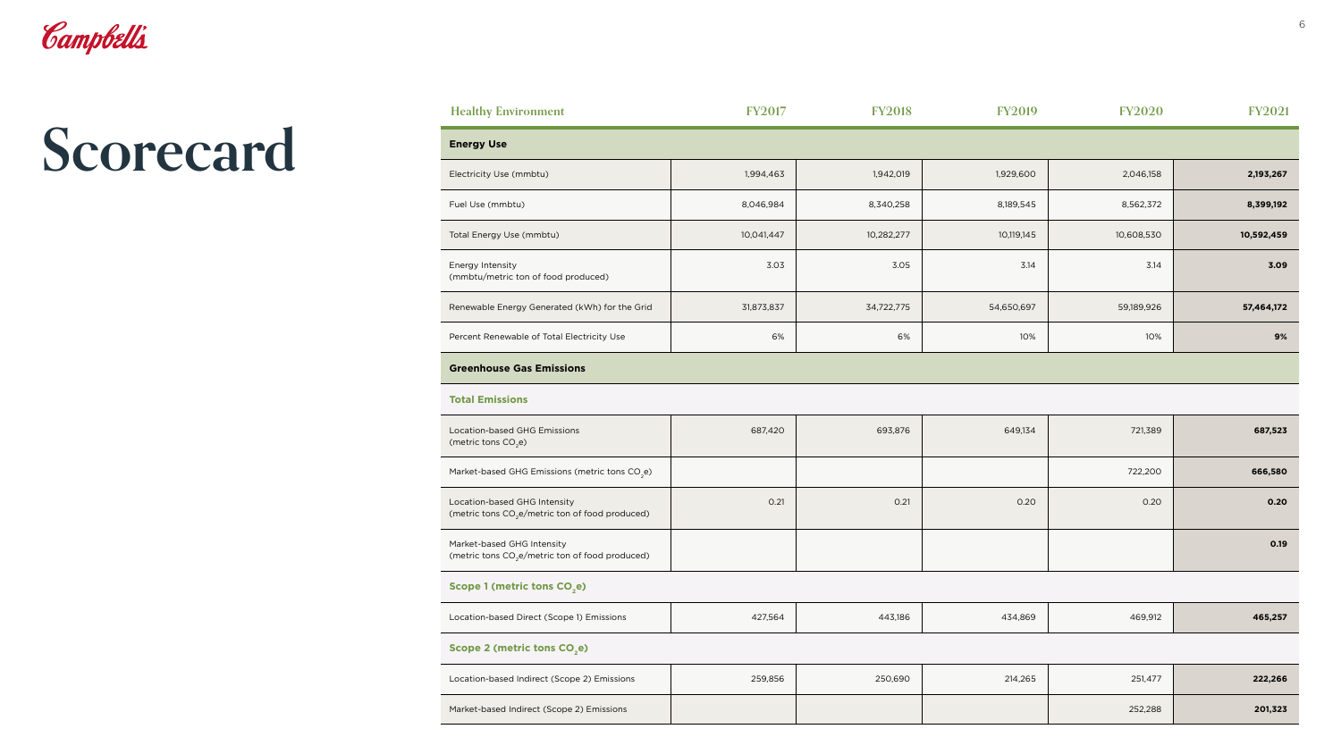# Scorecard

| Healthy Environment | FY2017 | FY2018 | FY2019 | FY2020 | FY2021 |
|---|---|---|---|---|---|
| **Energy Use** | | | | | |
| Electricity Use (mmbtu) | 1,994,463 | 1,942,019 | 1,929,600 | 2,046,158 | **2,193,267** |
| Fuel Use (mmbtu) | 8,046,984 | 8,340,258 | 8,189,545 | 8,562,372 | **8,399,192** |
| Total Energy Use (mmbtu) | 10,041,447 | 10,282,277 | 10,119,145 | 10,608,530 | **10,592,459** |
| Energy Intensity (mmbtu/metric ton of food produced) | 3.03 | 3.05 | 3.14 | 3.14 | **3.09** |
| Renewable Energy Generated (kWh) for the Grid | 31,873,837 | 34,722,775 | 54,650,697 | 59,189,926 | **57,464,172** |
| Percent Renewable of Total Electricity Use | 6% | 6% | 10% | 10% | **9%** |
| **Greenhouse Gas Emissions** | | | | | |
| **Total Emissions** | | | | | |
| Location-based GHG Emissions (metric tons $CO_2e$) | 687,420 | 693,876 | 649,134 | 721,389 | **687,523** |
| Market-based GHG Emissions (metric tons $CO_2e$) | | | | 722,200 | **666,580** |
| Location-based GHG Intensity (metric tons $CO_2e$/metric ton of food produced) | 0.21 | 0.21 | 0.20 | 0.20 | **0.20** |
| Market-based GHG Intensity (metric tons $CO_2e$/metric ton of food produced) | | | | | **0.19** |
| **Scope 1 (metric tons $CO_2e$)** | | | | | |
| Location-based Direct (Scope 1) Emissions | 427,564 | 443,186 | 434,869 | 469,912 | **465,257** |
| **Scope 2 (metric tons $CO_2e$)** | | | | | |
| Location-based Indirect (Scope 2) Emissions | 259,856 | 250,690 | 214,265 | 251,477 | **222,266** |
| Market-based Indirect (Scope 2) Emissions | | | | 252,288 | **201,323** |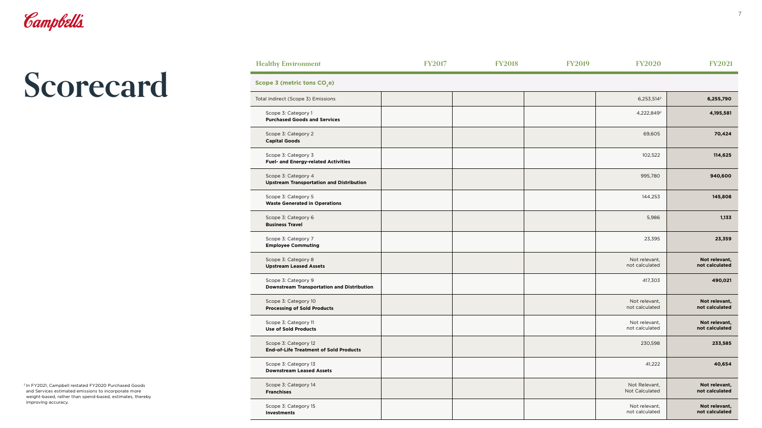# Scorecard

| Healthy Environment | FY2017 | FY2018 | FY2019 | FY2020 | FY2021 |
|---|---|---|---|---|---|
| **Scope 3 (metric tons $CO_2e$)** | | | | | |
| Total Indirect (Scope 3) Emissions | | | | 6,253,514[2] | **6,255,790** |
| Scope 3: Category 1 **Purchased Goods and Services** | | | | 4,222,849[2] | **4,195,581** |
| Scope 3: Category 2 **Capital Goods** | | | | 69,605 | **70,424** |
| Scope 3: Category 3 **Fuel- and Energy-related Activities** | | | | 102,522 | **114,625** |
| Scope 3: Category 4 **Upstream Transportation and Distribution** | | | | 995,780 | **940,600** |
| Scope 3: Category 5 **Waste Generated in Operations** | | | | 144,253 | **145,808** |
| Scope 3: Category 6 **Business Travel** | | | | 5,986 | **1,133** |
| Scope 3: Category 7 **Employee Commuting** | | | | 23,395 | **23,359** |
| Scope 3: Category 8 **Upstream Leased Assets** | | | | Not relevant, not calculated | **Not relevant, not calculated** |
| Scope 3: Category 9 **Downstream Transportation and Distribution** | | | | 417,303 | **490,021** |
| Scope 3: Category 10 **Processing of Sold Products** | | | | Not relevant, not calculated | **Not relevant, not calculated** |
| Scope 3: Category 11 **Use of Sold Products** | | | | Not relevant, not calculated | **Not relevant, not calculated** |
| Scope 3: Category 12 **End-of-Life Treatment of Sold Products** | | | | 230,598 | **233,585** |
| Scope 3: Category 13 **Downstream Leased Assets** | | | | 41,222 | **40,654** |
| Scope 3: Category 14 **Franchises** | | | | Not Relevant, Not Calculated | **Not relevant, not calculated** |
| Scope 3: Category 15 **Investments** | | | | Not relevant, not calculated | **Not relevant, not calculated** |

[2] In FY2021, Campbell restated FY2020 Purchased Goods and Services estimated emissions to incorporate more weight-based, rather than spend-based, estimates, thereby improving accuracy.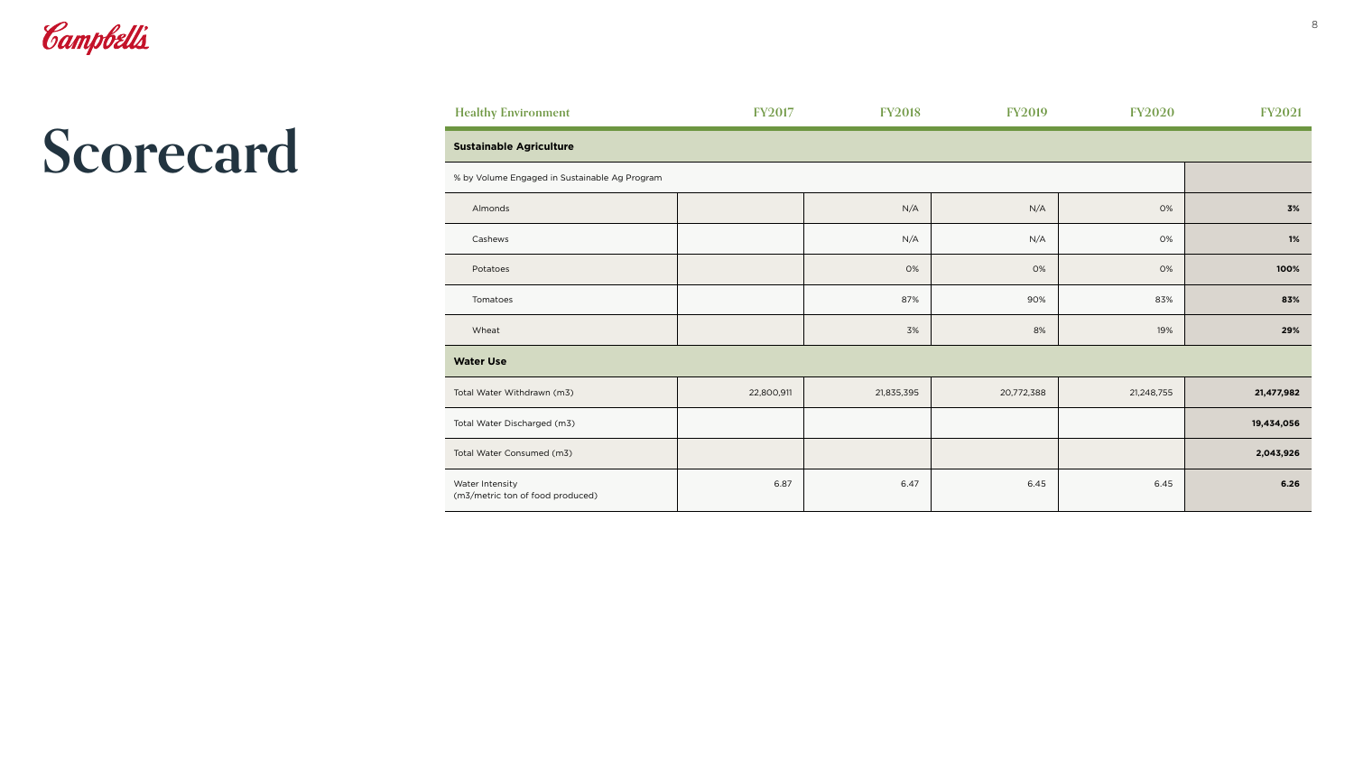# Scorecard

| Healthy Environment | FY2017 | FY2018 | FY2019 | FY2020 | FY2021 |
|---|---|---|---|---|---|
| **Sustainable Agriculture** | | | | | |
| % by Volume Engaged in Sustainable Ag Program | | | | | |
| Almonds | | N/A | N/A | 0% | **3%** |
| Cashews | | N/A | N/A | 0% | **1%** |
| Potatoes | | 0% | 0% | 0% | **100%** |
| Tomatoes | | 87% | 90% | 83% | **83%** |
| Wheat | | 3% | 8% | 19% | **29%** |
| **Water Use** | | | | | |
| Total Water Withdrawn (m3) | 22,800,911 | 21,835,395 | 20,772,388 | 21,248,755 | **21,477,982** |
| Total Water Discharged (m3) | | | | | **19,434,056** |
| Total Water Consumed (m3) | | | | | **2,043,926** |
| Water Intensity (m3/metric ton of food produced) | 6.87 | 6.47 | 6.45 | 6.45 | **6.26** |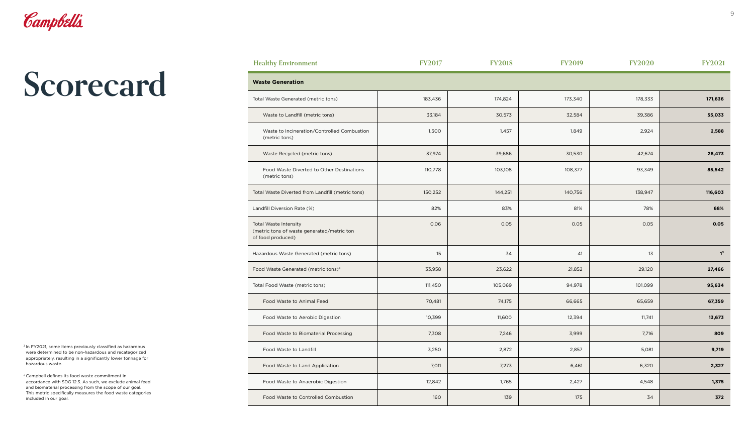# Scorecard

| Healthy Environment | FY2017 | FY2018 | FY2019 | FY2020 | FY2021 |
|---|---|---|---|---|---|
| **Waste Generation** | | | | | |
| Total Waste Generated (metric tons) | 183,436 | 174,824 | 173,340 | 178,333 | **171,636** |
| Waste to Landfill (metric tons) | 33,184 | 30,573 | 32,584 | 39,386 | **55,033** |
| Waste to Incineration/Controlled Combustion (metric tons) | 1,500 | 1,457 | 1,849 | 2,924 | **2,588** |
| Waste Recycled (metric tons) | 37,974 | 39,686 | 30,530 | 42,674 | **28,473** |
| Food Waste Diverted to Other Destinations (metric tons) | 110,778 | 103,108 | 108,377 | 93,349 | **85,542** |
| Total Waste Diverted from Landfill (metric tons) | 150,252 | 144,251 | 140,756 | 138,947 | **116,603** |
| Landfill Diversion Rate (%) | 82% | 83% | 81% | 78% | **68%** |
| Total Waste Intensity (metric tons of waste generated/metric ton of food produced) | 0.06 | 0.05 | 0.05 | 0.05 | **0.05** |
| Hazardous Waste Generated (metric tons) | 15 | 34 | 41 | 13 | **1**[3] |
| Food Waste Generated (metric tons)[4] | 33,958 | 23,622 | 21,852 | 29,120 | **27,466** |
| Total Food Waste (metric tons) | 111,450 | 105,069 | 94,978 | 101,099 | **95,634** |
| Food Waste to Animal Feed | 70,481 | 74,175 | 66,665 | 65,659 | **67,359** |
| Food Waste to Aerobic Digestion | 10,399 | 11,600 | 12,394 | 11,741 | **13,673** |
| Food Waste to Biomaterial Processing | 7,308 | 7,246 | 3,999 | 7,716 | **809** |
| Food Waste to Landfill | 3,250 | 2,872 | 2,857 | 5,081 | **9,719** |
| Food Waste to Land Application | 7,011 | 7,273 | 6,461 | 6,320 | **2,327** |
| Food Waste to Anaerobic Digestion | 12,842 | 1,765 | 2,427 | 4,548 | **1,375** |
| Food Waste to Controlled Combustion | 160 | 139 | 175 | 34 | **372** |

[3] In FY2021, some items previously classified as hazardous were determined to be non-hazardous and recategorized appropriately, resulting in a significantly lower tonnage for hazardous waste.

[4] Campbell defines its food waste commitment in accordance with SDG 12.3. As such, we exclude animal feed and biomaterial processing from the scope of our goal. This metric specifically measures the food waste categories included in our goal.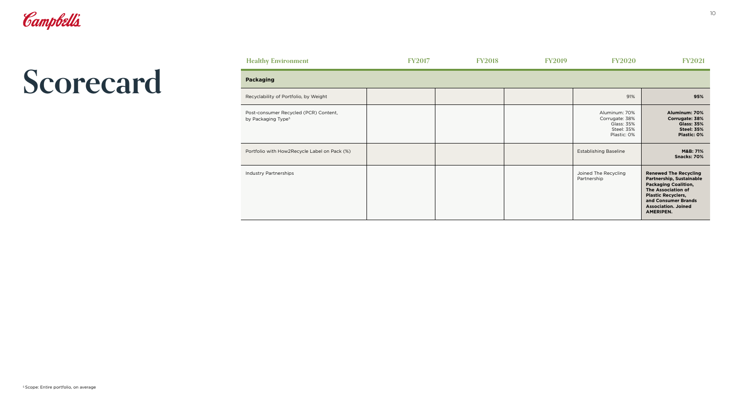# Scorecard

| Healthy Environment | FY2017 | FY2018 | FY2019 | FY2020 | FY2021 |
|---|---|---|---|---|---|
| **Packaging** | | | | | |
| Recyclability of Portfolio, by Weight | | | | 91% | **95%** |
| Post-consumer Recycled (PCR) Content, by Packaging Type[5] | | | | Aluminum: 70%<br>Corrugate: 38%<br>Glass: 35%<br>Steel: 35%<br>Plastic: 0% | **Aluminum: 70%<br>Corrugate: 38%<br>Glass: 35%<br>Steel: 35%<br>Plastic: 0%** |
| Portfolio with How2Recycle Label on Pack (%) | | | | Establishing Baseline | **M&B: 71%<br>Snacks: 70%** |
| Industry Partnerships | | | | Joined The Recycling Partnership | **Renewed The Recycling Partnership, Sustainable Packaging Coalition, The Association of Plastic Recyclers, and Consumer Brands Association. Joined AMERIPEN.** |

[5] Scope: Entire portfolio, on average